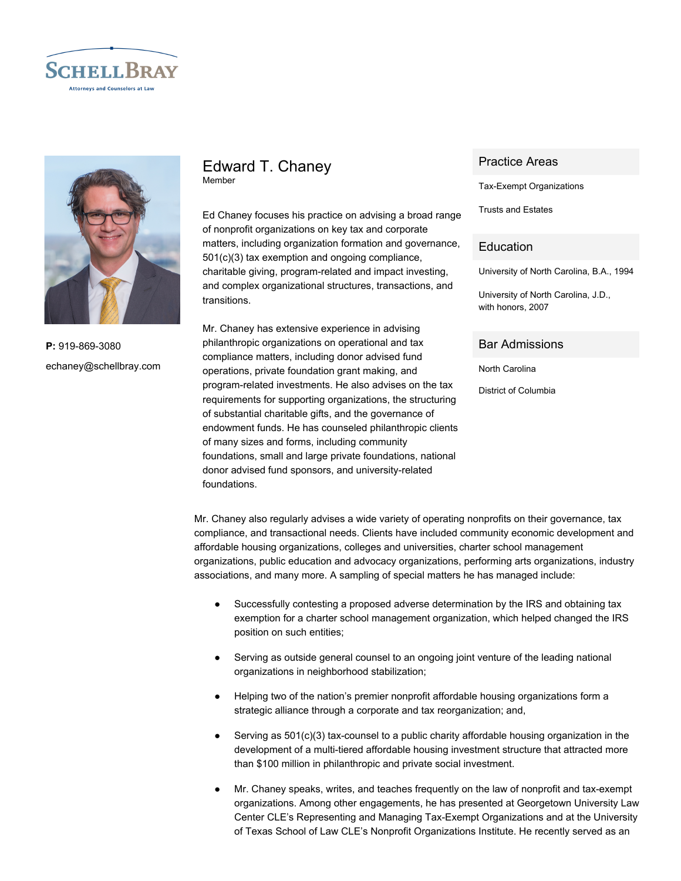# Edward T. Chaney

Member

**P:** 919-869-3080

echaney@schellbray.com

Ed Chaney focuses his practice on advising a broad range of nonprofit organizations on key tax and corporate matters, including organization formation and governance, 501(c)(3) tax exemption and ongoing compliance, charitable giving, program-related and impact investing, and complex organizational structures, transactions, and transitions.

Mr. Chaney has extensive experience in advising philanthropic organizations on operational and tax compliance matters, including donor advised fund operations, private foundation grant making, and program-related investments. He also advises on the tax requirements for supporting organizations, the structuring of substantial charitable gifts, and the governance of endowment funds. He has counseled philanthropic clients of many sizes and forms, including community foundations, small and large private foundations, national donor advised fund sponsors, and university-related foundations.

Mr. Chaney also regularly advises a wide variety of operating nonprofits on their governance, tax compliance, and transactional needs. Clients have included community economic development and affordable housing organizations, colleges and universities, charter school management organizations, public education and advocacy organizations, performing arts organizations, industry associations, and many more. A sampling of special matters he has managed include:

- Successfully contesting a proposed adverse determination by the IRS and obtaining tax exemption for a charter school management organization, which helped changed the IRS position on such entities;
- Serving as outside general counsel to an ongoing joint venture of the leading national organizations in neighborhood stabilization;
- Helping two of the nation's premier nonprofit affordable housing organizations form a strategic alliance through a corporate and tax reorganization; and,
- Serving as 501(c)(3) tax-counsel to a public charity affordable housing organization in the development of a multi-tiered affordable housing investment structure that attracted more than $100 million in philanthropic and private social investment.
- Mr. Chaney speaks, writes, and teaches frequently on the law of nonprofit and tax-exempt organizations. Among other engagements, he has presented at Georgetown University Law Center CLE's Representing and Managing Tax-Exempt Organizations and at the University of Texas School of Law CLE's Nonprofit Organizations Institute. He recently served as an

## Practice Areas

Tax-Exempt Organizations

Trusts and Estates

## Education

University of North Carolina, B.A., 1994

University of North Carolina, J.D., with honors, 2007

## Bar Admissions

North Carolina

District of Columbia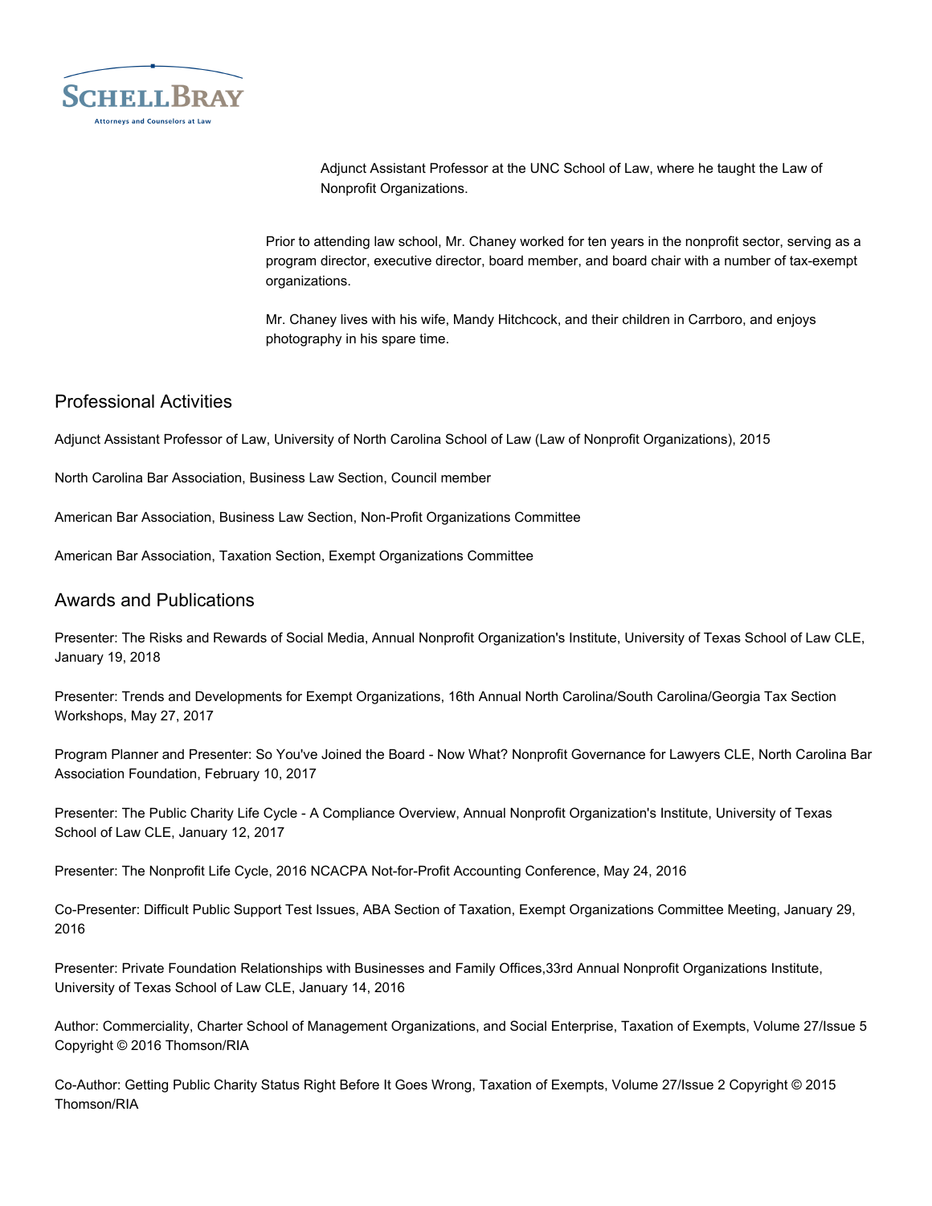Adjunct Assistant Professor at the UNC School of Law, where he taught the Law of Nonprofit Organizations.

Prior to attending law school, Mr. Chaney worked for ten years in the nonprofit sector, serving as a program director, executive director, board member, and board chair with a number of tax-exempt organizations.

Mr. Chaney lives with his wife, Mandy Hitchcock, and their children in Carrboro, and enjoys photography in his spare time.

## Professional Activities

Adjunct Assistant Professor of Law, University of North Carolina School of Law (Law of Nonprofit Organizations), 2015

North Carolina Bar Association, Business Law Section, Council member

American Bar Association, Business Law Section, Non-Profit Organizations Committee

American Bar Association, Taxation Section, Exempt Organizations Committee

## Awards and Publications

Presenter: The Risks and Rewards of Social Media, Annual Nonprofit Organization's Institute, University of Texas School of Law CLE, January 19, 2018

Presenter: Trends and Developments for Exempt Organizations, 16th Annual North Carolina/South Carolina/Georgia Tax Section Workshops, May 27, 2017

Program Planner and Presenter: So You've Joined the Board - Now What? Nonprofit Governance for Lawyers CLE, North Carolina Bar Association Foundation, February 10, 2017

Presenter: The Public Charity Life Cycle - A Compliance Overview, Annual Nonprofit Organization's Institute, University of Texas School of Law CLE, January 12, 2017

Presenter: The Nonprofit Life Cycle, 2016 NCACPA Not-for-Profit Accounting Conference, May 24, 2016

Co-Presenter: Difficult Public Support Test Issues, ABA Section of Taxation, Exempt Organizations Committee Meeting, January 29, 2016

Presenter: Private Foundation Relationships with Businesses and Family Offices,33rd Annual Nonprofit Organizations Institute, University of Texas School of Law CLE, January 14, 2016

Author: Commerciality, Charter School of Management Organizations, and Social Enterprise, Taxation of Exempts, Volume 27/Issue 5 Copyright © 2016 Thomson/RIA

Co-Author: Getting Public Charity Status Right Before It Goes Wrong, Taxation of Exempts, Volume 27/Issue 2 Copyright © 2015 Thomson/RIA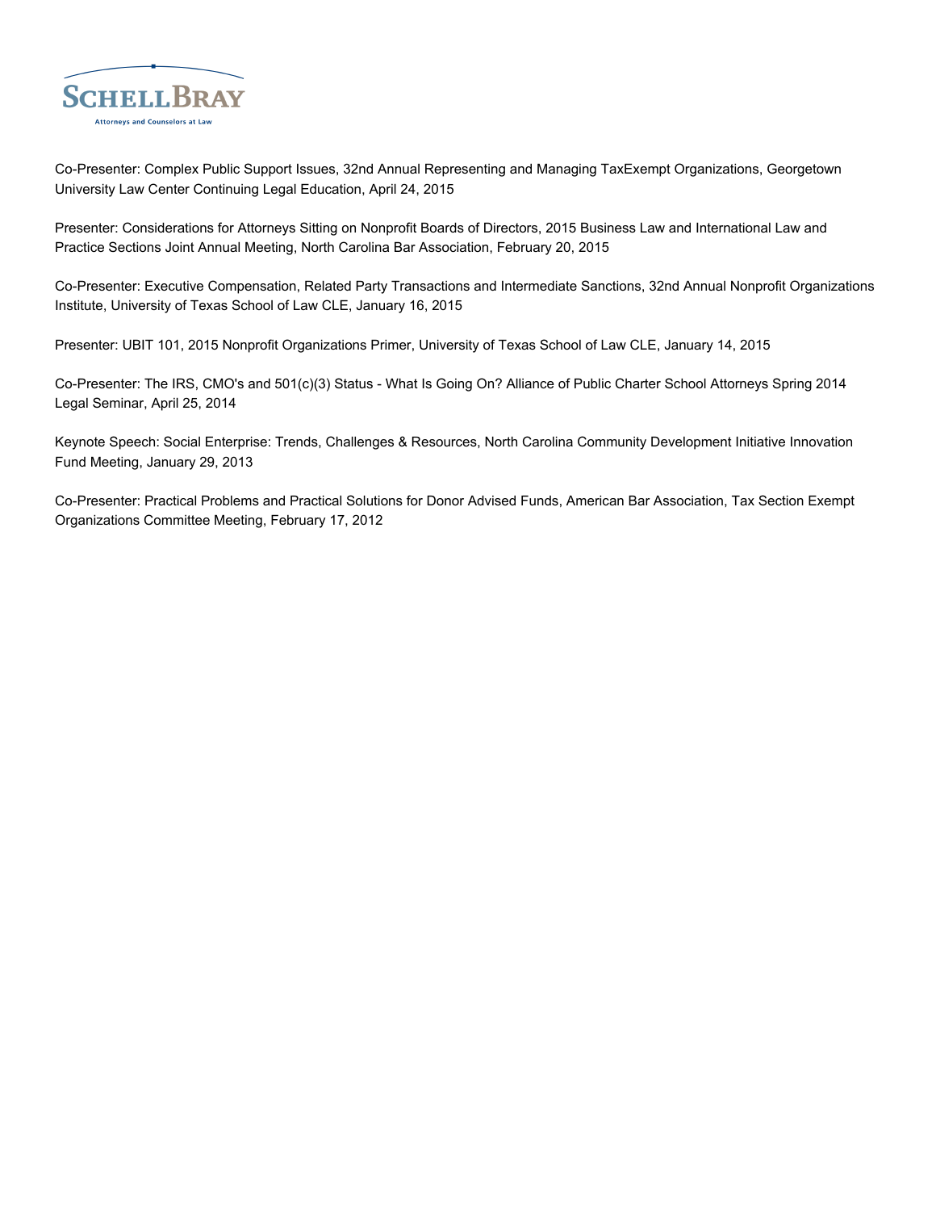Co-Presenter: Complex Public Support Issues, 32nd Annual Representing and Managing TaxExempt Organizations, Georgetown University Law Center Continuing Legal Education, April 24, 2015

Presenter: Considerations for Attorneys Sitting on Nonprofit Boards of Directors, 2015 Business Law and International Law and Practice Sections Joint Annual Meeting, North Carolina Bar Association, February 20, 2015

Co-Presenter: Executive Compensation, Related Party Transactions and Intermediate Sanctions, 32nd Annual Nonprofit Organizations Institute, University of Texas School of Law CLE, January 16, 2015

Presenter: UBIT 101, 2015 Nonprofit Organizations Primer, University of Texas School of Law CLE, January 14, 2015

Co-Presenter: The IRS, CMO's and 501(c)(3) Status - What Is Going On? Alliance of Public Charter School Attorneys Spring 2014 Legal Seminar, April 25, 2014

Keynote Speech: Social Enterprise: Trends, Challenges & Resources, North Carolina Community Development Initiative Innovation Fund Meeting, January 29, 2013

Co-Presenter: Practical Problems and Practical Solutions for Donor Advised Funds, American Bar Association, Tax Section Exempt Organizations Committee Meeting, February 17, 2012